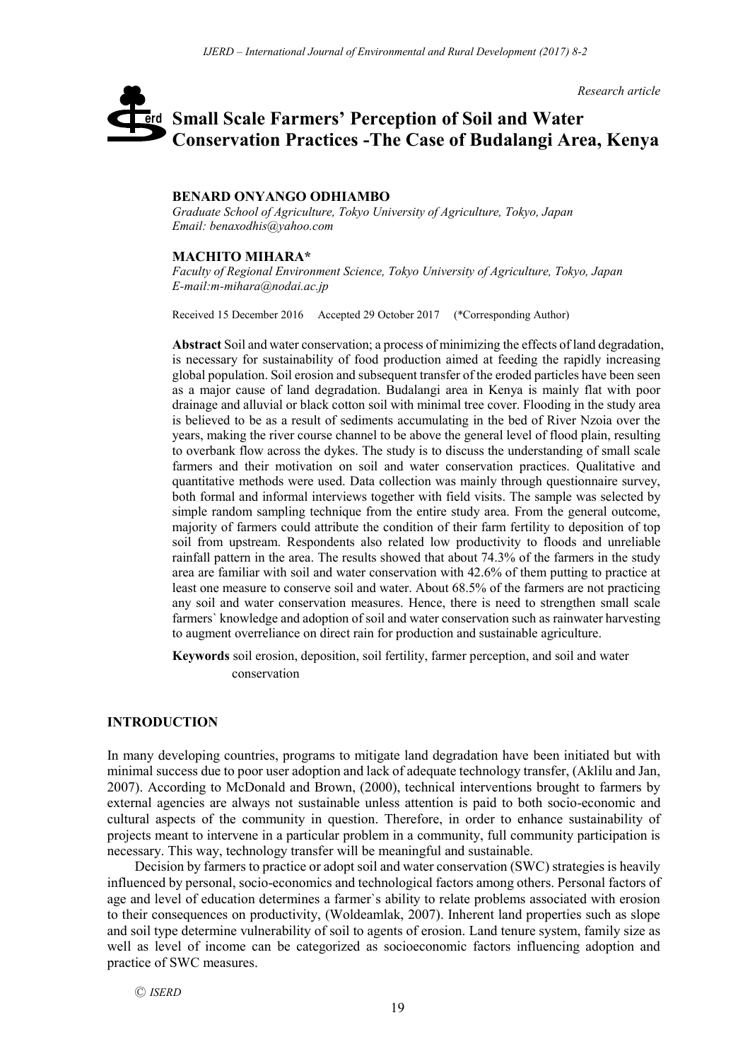*Research article*

# Small Scale Farmers' Perception of Soil and Water Conservation Practices -The Case of Budalangi Area, Kenya

**BENARD ONYANGO ODHIAMBO**

*Graduate School of Agriculture, Tokyo University of Agriculture, Tokyo, Japan*
*Email: benaxodhis@yahoo.com*

**MACHITO MIHARA***

*Faculty of Regional Environment Science, Tokyo University of Agriculture, Tokyo, Japan*
*E-mail:m-mihara@nodai.ac.jp*

Received 15 December 2016 Accepted 29 October 2017 (*Corresponding Author)

**Abstract** Soil and water conservation; a process of minimizing the effects of land degradation, is necessary for sustainability of food production aimed at feeding the rapidly increasing global population. Soil erosion and subsequent transfer of the eroded particles have been seen as a major cause of land degradation. Budalangi area in Kenya is mainly flat with poor drainage and alluvial or black cotton soil with minimal tree cover. Flooding in the study area is believed to be as a result of sediments accumulating in the bed of River Nzoia over the years, making the river course channel to be above the general level of flood plain, resulting to overbank flow across the dykes. The study is to discuss the understanding of small scale farmers and their motivation on soil and water conservation practices. Qualitative and quantitative methods were used. Data collection was mainly through questionnaire survey, both formal and informal interviews together with field visits. The sample was selected by simple random sampling technique from the entire study area. From the general outcome, majority of farmers could attribute the condition of their farm fertility to deposition of top soil from upstream. Respondents also related low productivity to floods and unreliable rainfall pattern in the area. The results showed that about 74.3% of the farmers in the study area are familiar with soil and water conservation with 42.6% of them putting to practice at least one measure to conserve soil and water. About 68.5% of the farmers are not practicing any soil and water conservation measures. Hence, there is need to strengthen small scale farmers` knowledge and adoption of soil and water conservation such as rainwater harvesting to augment overreliance on direct rain for production and sustainable agriculture.

**Keywords** soil erosion, deposition, soil fertility, farmer perception, and soil and water conservation

## INTRODUCTION

In many developing countries, programs to mitigate land degradation have been initiated but with minimal success due to poor user adoption and lack of adequate technology transfer, (Aklilu and Jan, 2007). According to McDonald and Brown, (2000), technical interventions brought to farmers by external agencies are always not sustainable unless attention is paid to both socio-economic and cultural aspects of the community in question. Therefore, in order to enhance sustainability of projects meant to intervene in a particular problem in a community, full community participation is necessary. This way, technology transfer will be meaningful and sustainable.

Decision by farmers to practice or adopt soil and water conservation (SWC) strategies is heavily influenced by personal, socio-economics and technological factors among others. Personal factors of age and level of education determines a farmer`s ability to relate problems associated with erosion to their consequences on productivity, (Woldeamlak, 2007). Inherent land properties such as slope and soil type determine vulnerability of soil to agents of erosion. Land tenure system, family size as well as level of income can be categorized as socioeconomic factors influencing adoption and practice of SWC measures.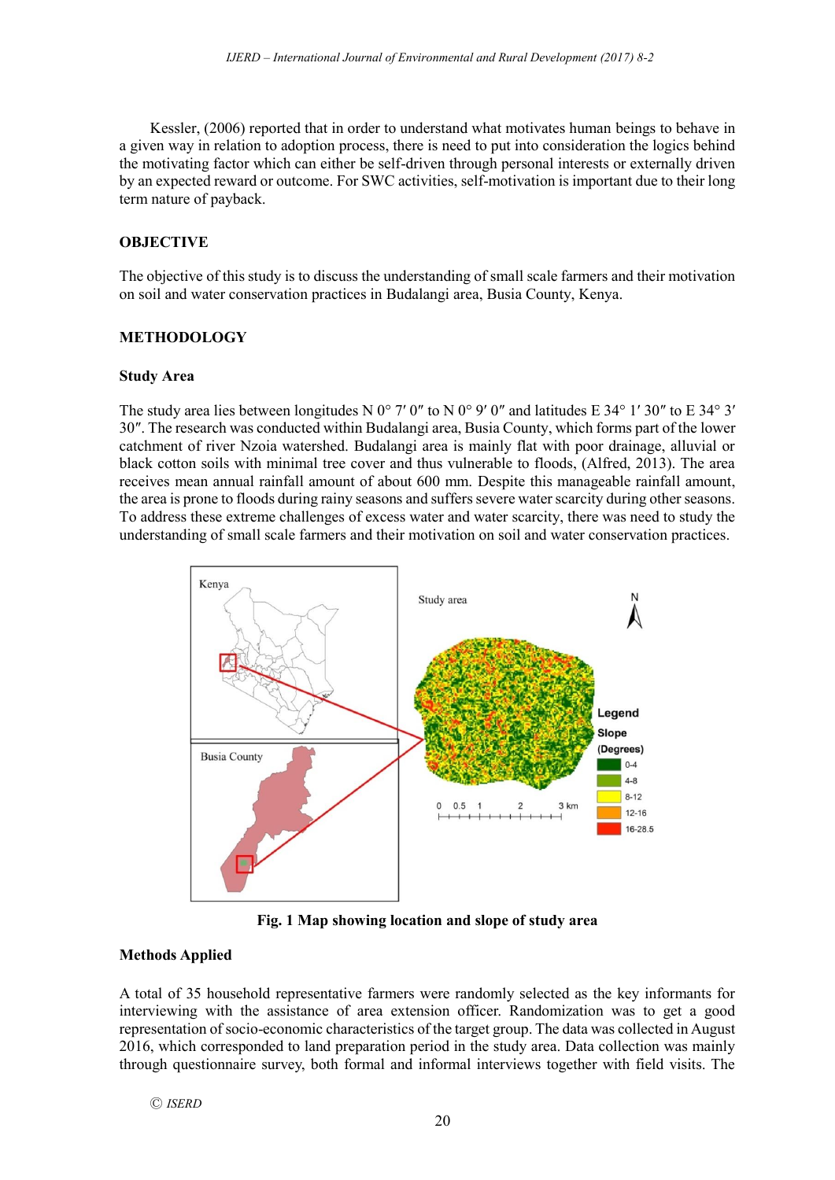Kessler, (2006) reported that in order to understand what motivates human beings to behave in a given way in relation to adoption process, there is need to put into consideration the logics behind the motivating factor which can either be self-driven through personal interests or externally driven by an expected reward or outcome. For SWC activities, self-motivation is important due to their long term nature of payback.

## OBJECTIVE

The objective of this study is to discuss the understanding of small scale farmers and their motivation on soil and water conservation practices in Budalangi area, Busia County, Kenya.

## METHODOLOGY

### Study Area

The study area lies between longitudes N 0° 7′ 0″ to N 0° 9′ 0″ and latitudes E 34° 1′ 30″ to E 34° 3′ 30″. The research was conducted within Budalangi area, Busia County, which forms part of the lower catchment of river Nzoia watershed. Budalangi area is mainly flat with poor drainage, alluvial or black cotton soils with minimal tree cover and thus vulnerable to floods, (Alfred, 2013). The area receives mean annual rainfall amount of about 600 mm. Despite this manageable rainfall amount, the area is prone to floods during rainy seasons and suffers severe water scarcity during other seasons. To address these extreme challenges of excess water and water scarcity, there was need to study the understanding of small scale farmers and their motivation on soil and water conservation practices.

**Fig. 1 Map showing location and slope of study area**

### Methods Applied

A total of 35 household representative farmers were randomly selected as the key informants for interviewing with the assistance of area extension officer. Randomization was to get a good representation of socio-economic characteristics of the target group. The data was collected in August 2016, which corresponded to land preparation period in the study area. Data collection was mainly through questionnaire survey, both formal and informal interviews together with field visits. The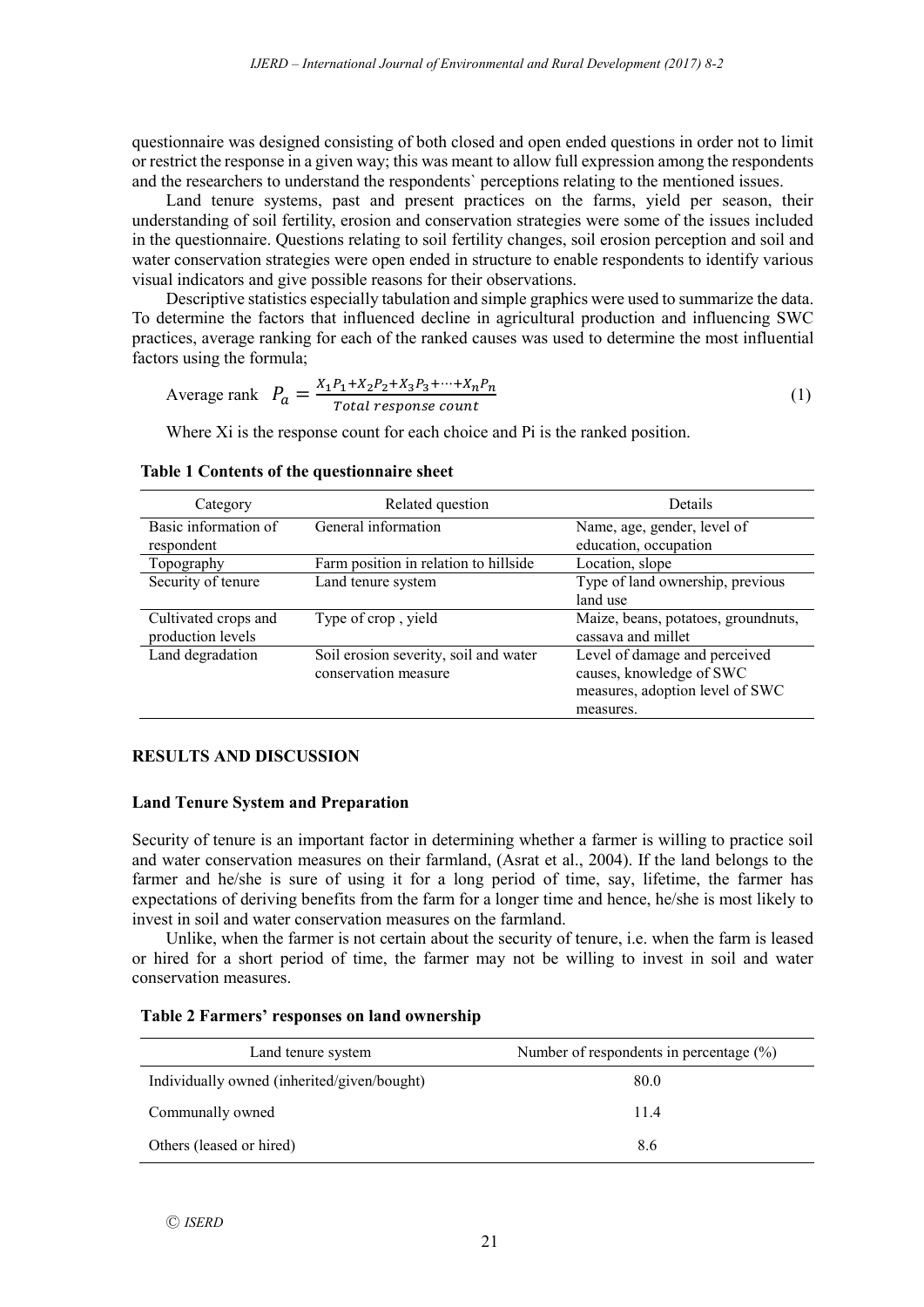questionnaire was designed consisting of both closed and open ended questions in order not to limit or restrict the response in a given way; this was meant to allow full expression among the respondents and the researchers to understand the respondents` perceptions relating to the mentioned issues.

Land tenure systems, past and present practices on the farms, yield per season, their understanding of soil fertility, erosion and conservation strategies were some of the issues included in the questionnaire. Questions relating to soil fertility changes, soil erosion perception and soil and water conservation strategies were open ended in structure to enable respondents to identify various visual indicators and give possible reasons for their observations.

Descriptive statistics especially tabulation and simple graphics were used to summarize the data. To determine the factors that influenced decline in agricultural production and influencing SWC practices, average ranking for each of the ranked causes was used to determine the most influential factors using the formula;

$$\text{Average rank} \quad P_a = \frac{X_1P_1 + X_2P_2 + X_3P_3 + \cdots + X_nP_n}{Total\ response\ count} \tag{1}$$

Where $X_i$ is the response count for each choice and $P_i$ is the ranked position.

**Table 1 Contents of the questionnaire sheet**

| Category | Related question | Details |
|---|---|---|
| Basic information of respondent | General information | Name, age, gender, level of education, occupation |
| Topography | Farm position in relation to hillside | Location, slope |
| Security of tenure | Land tenure system | Type of land ownership, previous land use |
| Cultivated crops and production levels | Type of crop , yield | Maize, beans, potatoes, groundnuts, cassava and millet |
| Land degradation | Soil erosion severity, soil and water conservation measure | Level of damage and perceived causes, knowledge of SWC measures, adoption level of SWC measures. |

## RESULTS AND DISCUSSION

### Land Tenure System and Preparation

Security of tenure is an important factor in determining whether a farmer is willing to practice soil and water conservation measures on their farmland, (Asrat et al., 2004). If the land belongs to the farmer and he/she is sure of using it for a long period of time, say, lifetime, the farmer has expectations of deriving benefits from the farm for a longer time and hence, he/she is most likely to invest in soil and water conservation measures on the farmland.

Unlike, when the farmer is not certain about the security of tenure, i.e. when the farm is leased or hired for a short period of time, the farmer may not be willing to invest in soil and water conservation measures.

**Table 2 Farmers' responses on land ownership**

| Land tenure system | Number of respondents in percentage (%) |
|---|---|
| Individually owned (inherited/given/bought) | 80.0 |
| Communally owned | 11.4 |
| Others (leased or hired) | 8.6 |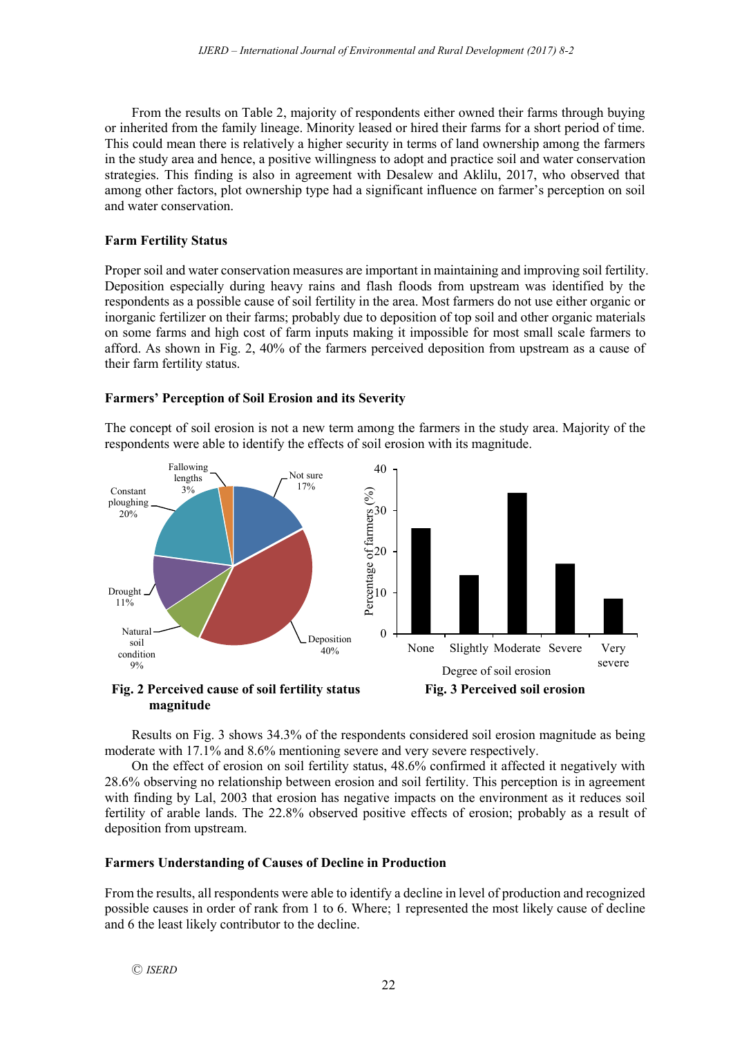From the results on Table 2, majority of respondents either owned their farms through buying or inherited from the family lineage. Minority leased or hired their farms for a short period of time. This could mean there is relatively a higher security in terms of land ownership among the farmers in the study area and hence, a positive willingness to adopt and practice soil and water conservation strategies. This finding is also in agreement with Desalew and Aklilu, 2017, who observed that among other factors, plot ownership type had a significant influence on farmer's perception on soil and water conservation.

**Farm Fertility Status**

Proper soil and water conservation measures are important in maintaining and improving soil fertility. Deposition especially during heavy rains and flash floods from upstream was identified by the respondents as a possible cause of soil fertility in the area. Most farmers do not use either organic or inorganic fertilizer on their farms; probably due to deposition of top soil and other organic materials on some farms and high cost of farm inputs making it impossible for most small scale farmers to afford. As shown in Fig. 2, 40% of the farmers perceived deposition from upstream as a cause of their farm fertility status.

**Farmers' Perception of Soil Erosion and its Severity**

The concept of soil erosion is not a new term among the farmers in the study area. Majority of the respondents were able to identify the effects of soil erosion with its magnitude.

**Fig. 2 Perceived cause of soil fertility status**

**Fig. 3 Perceived soil erosion magnitude**

Results on Fig. 3 shows 34.3% of the respondents considered soil erosion magnitude as being moderate with 17.1% and 8.6% mentioning severe and very severe respectively.

On the effect of erosion on soil fertility status, 48.6% confirmed it affected it negatively with 28.6% observing no relationship between erosion and soil fertility. This perception is in agreement with finding by Lal, 2003 that erosion has negative impacts on the environment as it reduces soil fertility of arable lands. The 22.8% observed positive effects of erosion; probably as a result of deposition from upstream.

**Farmers Understanding of Causes of Decline in Production**

From the results, all respondents were able to identify a decline in level of production and recognized possible causes in order of rank from 1 to 6. Where; 1 represented the most likely cause of decline and 6 the least likely contributor to the decline.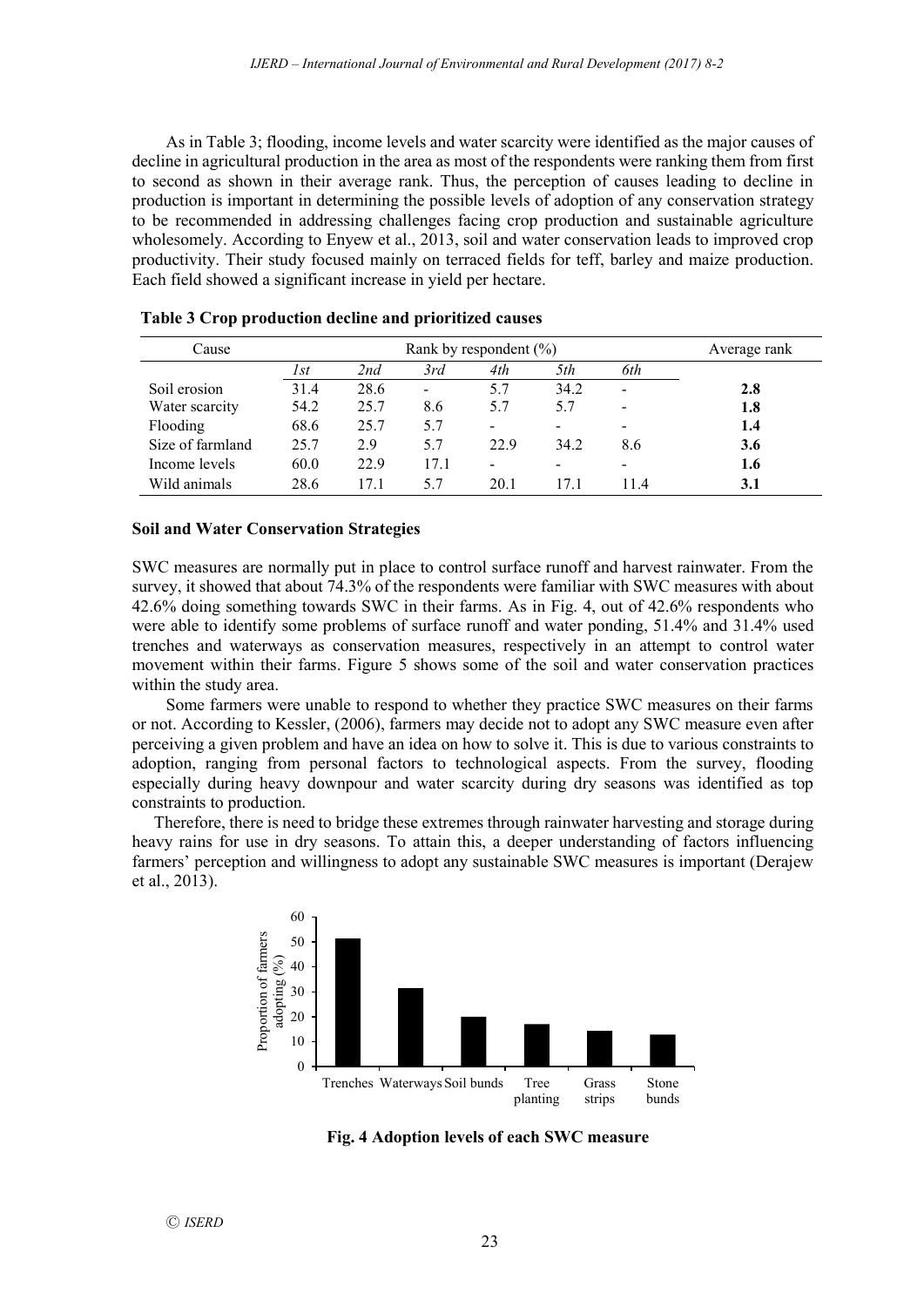As in Table 3; flooding, income levels and water scarcity were identified as the major causes of decline in agricultural production in the area as most of the respondents were ranking them from first to second as shown in their average rank. Thus, the perception of causes leading to decline in production is important in determining the possible levels of adoption of any conservation strategy to be recommended in addressing challenges facing crop production and sustainable agriculture wholesomely. According to Enyew et al., 2013, soil and water conservation leads to improved crop productivity. Their study focused mainly on terraced fields for teff, barley and maize production. Each field showed a significant increase in yield per hectare.

**Table 3 Crop production decline and prioritized causes**

| Cause | Rank by respondent (%) | | | | | | Average rank |
|---|---|---|---|---|---|---|---|
| | *1st* | *2nd* | *3rd* | *4th* | *5th* | *6th* | |
| Soil erosion | 31.4 | 28.6 | - | 5.7 | 34.2 | - | **2.8** |
| Water scarcity | 54.2 | 25.7 | 8.6 | 5.7 | 5.7 | - | **1.8** |
| Flooding | 68.6 | 25.7 | 5.7 | - | - | - | **1.4** |
| Size of farmland | 25.7 | 2.9 | 5.7 | 22.9 | 34.2 | 8.6 | **3.6** |
| Income levels | 60.0 | 22.9 | 17.1 | - | - | - | **1.6** |
| Wild animals | 28.6 | 17.1 | 5.7 | 20.1 | 17.1 | 11.4 | **3.1** |

### Soil and Water Conservation Strategies

SWC measures are normally put in place to control surface runoff and harvest rainwater. From the survey, it showed that about 74.3% of the respondents were familiar with SWC measures with about 42.6% doing something towards SWC in their farms. As in Fig. 4, out of 42.6% respondents who were able to identify some problems of surface runoff and water ponding, 51.4% and 31.4% used trenches and waterways as conservation measures, respectively in an attempt to control water movement within their farms. Figure 5 shows some of the soil and water conservation practices within the study area.

Some farmers were unable to respond to whether they practice SWC measures on their farms or not. According to Kessler, (2006), farmers may decide not to adopt any SWC measure even after perceiving a given problem and have an idea on how to solve it. This is due to various constraints to adoption, ranging from personal factors to technological aspects. From the survey, flooding especially during heavy downpour and water scarcity during dry seasons was identified as top constraints to production.

Therefore, there is need to bridge these extremes through rainwater harvesting and storage during heavy rains for use in dry seasons. To attain this, a deeper understanding of factors influencing farmers' perception and willingness to adopt any sustainable SWC measures is important (Derajew et al., 2013).

**Fig. 4 Adoption levels of each SWC measure**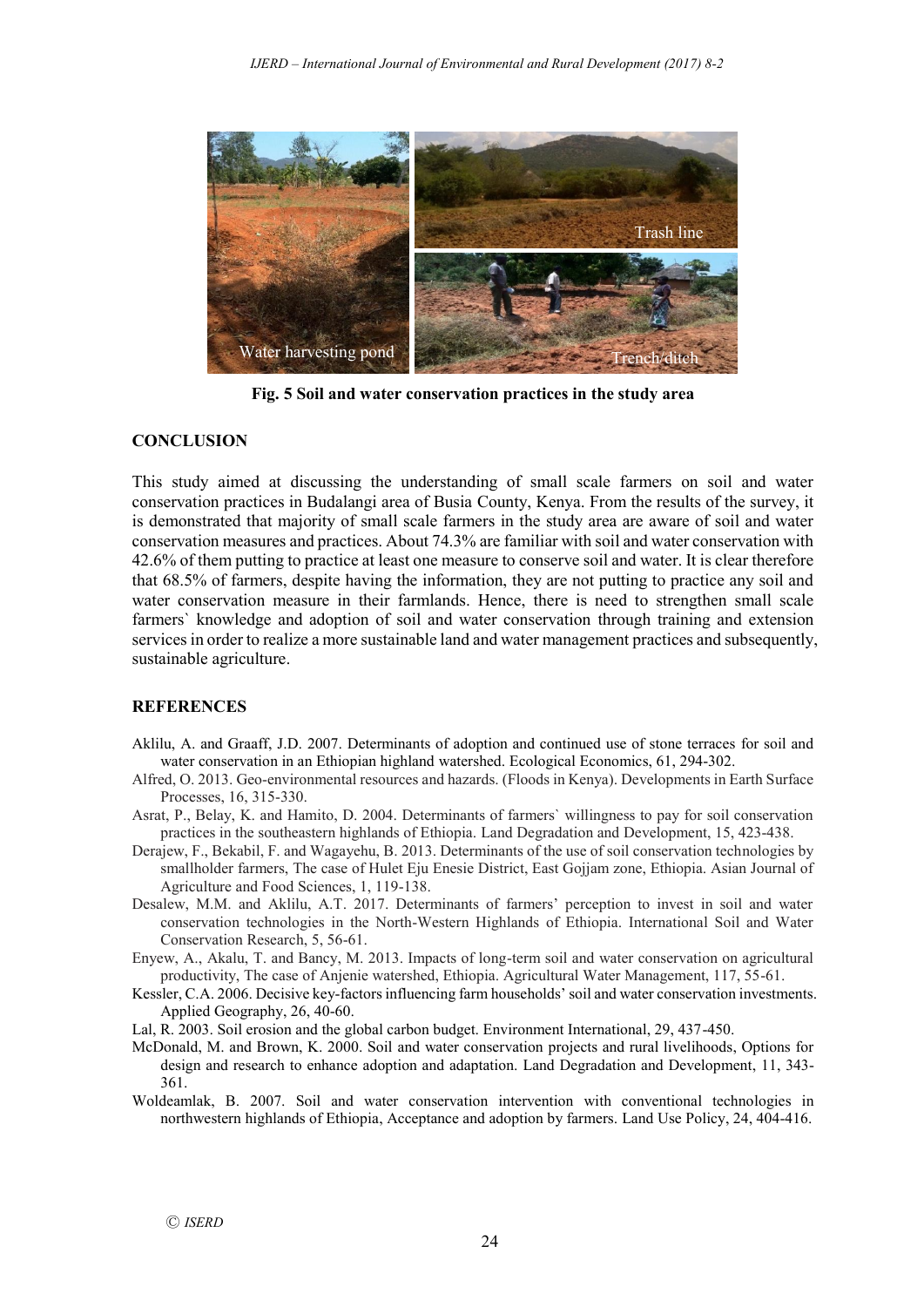Water harvesting pond

Trash line

Trench/ditch

**Fig. 5 Soil and water conservation practices in the study area**

## CONCLUSION

This study aimed at discussing the understanding of small scale farmers on soil and water conservation practices in Budalangi area of Busia County, Kenya. From the results of the survey, it is demonstrated that majority of small scale farmers in the study area are aware of soil and water conservation measures and practices. About 74.3% are familiar with soil and water conservation with 42.6% of them putting to practice at least one measure to conserve soil and water. It is clear therefore that 68.5% of farmers, despite having the information, they are not putting to practice any soil and water conservation measure in their farmlands. Hence, there is need to strengthen small scale farmers` knowledge and adoption of soil and water conservation through training and extension services in order to realize a more sustainable land and water management practices and subsequently, sustainable agriculture.

## REFERENCES

Aklilu, A. and Graaff, J.D. 2007. Determinants of adoption and continued use of stone terraces for soil and water conservation in an Ethiopian highland watershed. Ecological Economics, 61, 294-302.

Alfred, O. 2013. Geo-environmental resources and hazards. (Floods in Kenya). Developments in Earth Surface Processes, 16, 315-330.

Asrat, P., Belay, K. and Hamito, D. 2004. Determinants of farmers` willingness to pay for soil conservation practices in the southeastern highlands of Ethiopia. Land Degradation and Development, 15, 423-438.

Derajew, F., Bekabil, F. and Wagayehu, B. 2013. Determinants of the use of soil conservation technologies by smallholder farmers, The case of Hulet Eju Enesie District, East Gojjam zone, Ethiopia. Asian Journal of Agriculture and Food Sciences, 1, 119-138.

Desalew, M.M. and Aklilu, A.T. 2017. Determinants of farmers' perception to invest in soil and water conservation technologies in the North-Western Highlands of Ethiopia. International Soil and Water Conservation Research, 5, 56-61.

Enyew, A., Akalu, T. and Bancy, M. 2013. Impacts of long-term soil and water conservation on agricultural productivity, The case of Anjenie watershed, Ethiopia. Agricultural Water Management, 117, 55-61.

Kessler, C.A. 2006. Decisive key-factors influencing farm households' soil and water conservation investments. Applied Geography, 26, 40-60.

Lal, R. 2003. Soil erosion and the global carbon budget. Environment International, 29, 437-450.

McDonald, M. and Brown, K. 2000. Soil and water conservation projects and rural livelihoods, Options for design and research to enhance adoption and adaptation. Land Degradation and Development, 11, 343-361.

Woldeamlak, B. 2007. Soil and water conservation intervention with conventional technologies in northwestern highlands of Ethiopia, Acceptance and adoption by farmers. Land Use Policy, 24, 404-416.